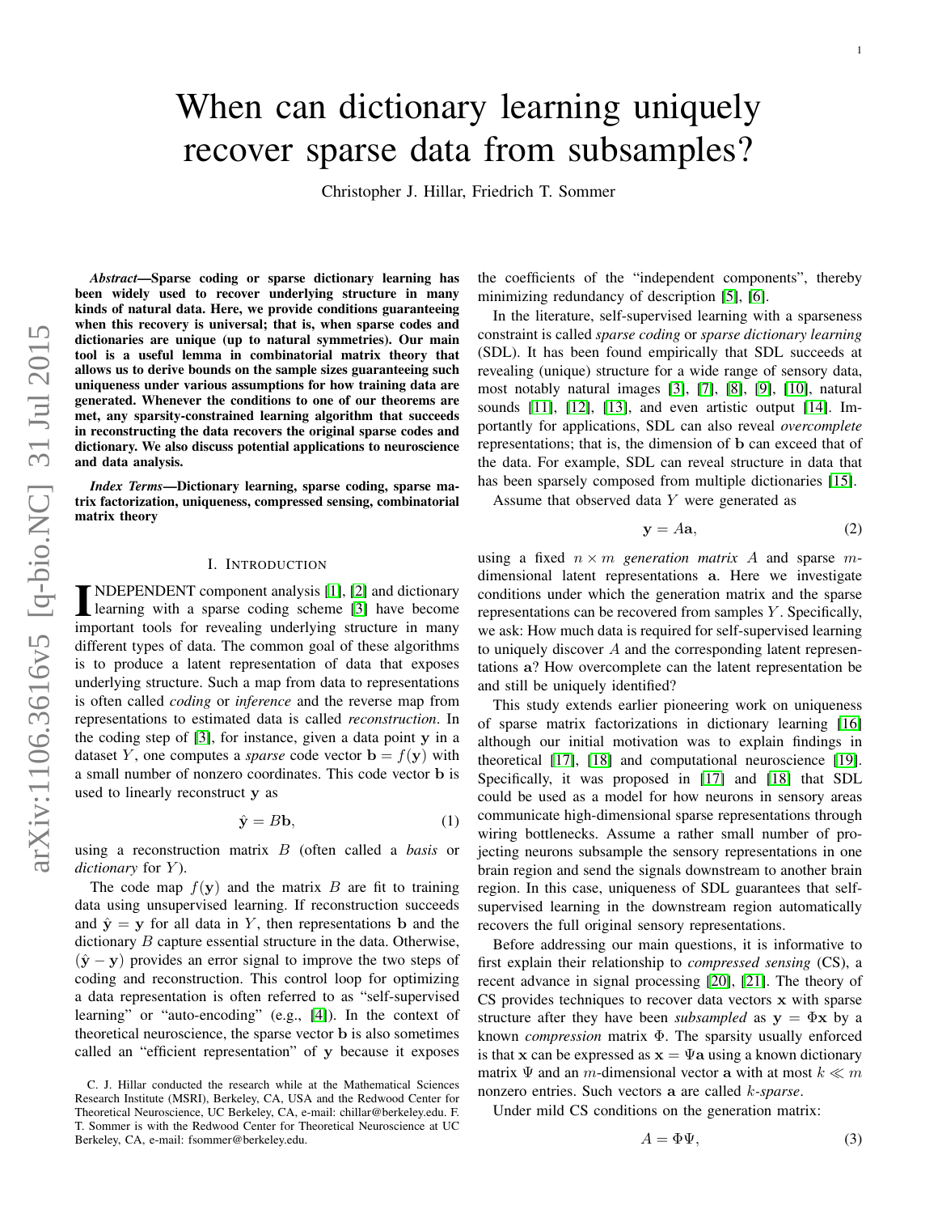# When can dictionary learning uniquely recover sparse data from subsamples?

Christopher J. Hillar, Friedrich T. Sommer

***Abstract*—Sparse coding or sparse dictionary learning has been widely used to recover underlying structure in many kinds of natural data. Here, we provide conditions guaranteeing when this recovery is universal; that is, when sparse codes and dictionaries are unique (up to natural symmetries). Our main tool is a useful lemma in combinatorial matrix theory that allows us to derive bounds on the sample sizes guaranteeing such uniqueness under various assumptions for how training data are generated. Whenever the conditions to one of our theorems are met, any sparsity-constrained learning algorithm that succeeds in reconstructing the data recovers the original sparse codes and dictionary. We also discuss potential applications to neuroscience and data analysis.**

***Index Terms*—Dictionary learning, sparse coding, sparse matrix factorization, uniqueness, compressed sensing, combinatorial matrix theory**

## I. Introduction

INDEPENDENT component analysis [1], [2] and dictionary learning with a sparse coding scheme [3] have become important tools for revealing underlying structure in many different types of data. The common goal of these algorithms is to produce a latent representation of data that exposes underlying structure. Such a map from data to representations is often called *coding* or *inference* and the reverse map from representations to estimated data is called *reconstruction*. In the coding step of [3], for instance, given a data point $\mathbf{y}$ in a dataset $Y$, one computes a *sparse* code vector $\mathbf{b} = f(\mathbf{y})$ with a small number of nonzero coordinates. This code vector $\mathbf{b}$ is used to linearly reconstruct $\mathbf{y}$ as

$$\hat{\mathbf{y}} = B\mathbf{b}, \tag{1}$$

using a reconstruction matrix $B$ (often called a *basis* or *dictionary* for $Y$).

The code map $f(\mathbf{y})$ and the matrix $B$ are fit to training data using unsupervised learning. If reconstruction succeeds and $\hat{\mathbf{y}} = \mathbf{y}$ for all data in $Y$, then representations $\mathbf{b}$ and the dictionary $B$ capture essential structure in the data. Otherwise, $(\hat{\mathbf{y}} - \mathbf{y})$ provides an error signal to improve the two steps of coding and reconstruction. This control loop for optimizing a data representation is often referred to as "self-supervised learning" or "auto-encoding" (e.g., [4]). In the context of theoretical neuroscience, the sparse vector $\mathbf{b}$ is also sometimes called an "efficient representation" of $\mathbf{y}$ because it exposes the coefficients of the "independent components", thereby minimizing redundancy of description [5], [6].

In the literature, self-supervised learning with a sparseness constraint is called *sparse coding* or *sparse dictionary learning* (SDL). It has been found empirically that SDL succeeds at revealing (unique) structure for a wide range of sensory data, most notably natural images [3], [7], [8], [9], [10], natural sounds [11], [12], [13], and even artistic output [14]. Importantly for applications, SDL can also reveal *overcomplete* representations; that is, the dimension of $\mathbf{b}$ can exceed that of the data. For example, SDL can reveal structure in data that has been sparsely composed from multiple dictionaries [15].

Assume that observed data $Y$ were generated as

$$\mathbf{y} = A\mathbf{a}, \tag{2}$$

using a fixed $n \times m$ *generation matrix* $A$ and sparse $m$-dimensional latent representations $\mathbf{a}$. Here we investigate conditions under which the generation matrix and the sparse representations can be recovered from samples $Y$. Specifically, we ask: How much data is required for self-supervised learning to uniquely discover $A$ and the corresponding latent representations $\mathbf{a}$? How overcomplete can the latent representation be and still be uniquely identified?

This study extends earlier pioneering work on uniqueness of sparse matrix factorizations in dictionary learning [16] although our initial motivation was to explain findings in theoretical [17], [18] and computational neuroscience [19]. Specifically, it was proposed in [17] and [18] that SDL could be used as a model for how neurons in sensory areas communicate high-dimensional sparse representations through wiring bottlenecks. Assume a rather small number of projecting neurons subsample the sensory representations in one brain region and send the signals downstream to another brain region. In this case, uniqueness of SDL guarantees that self-supervised learning in the downstream region automatically recovers the full original sensory representations.

Before addressing our main questions, it is informative to first explain their relationship to *compressed sensing* (CS), a recent advance in signal processing [20], [21]. The theory of CS provides techniques to recover data vectors $\mathbf{x}$ with sparse structure after they have been *subsampled* as $\mathbf{y} = \Phi\mathbf{x}$ by a known *compression* matrix $\Phi$. The sparsity usually enforced is that $\mathbf{x}$ can be expressed as $\mathbf{x} = \Psi\mathbf{a}$ using a known dictionary matrix $\Psi$ and an $m$-dimensional vector $\mathbf{a}$ with at most $k \ll m$ nonzero entries. Such vectors $\mathbf{a}$ are called $k$-*sparse*.

Under mild CS conditions on the generation matrix:

$$A = \Phi\Psi, \tag{3}$$

C. J. Hillar conducted the research while at the Mathematical Sciences Research Institute (MSRI), Berkeley, CA, USA and the Redwood Center for Theoretical Neuroscience, UC Berkeley, CA, e-mail: chillar@berkeley.edu. F. T. Sommer is with the Redwood Center for Theoretical Neuroscience at UC Berkeley, CA, e-mail: fsommer@berkeley.edu.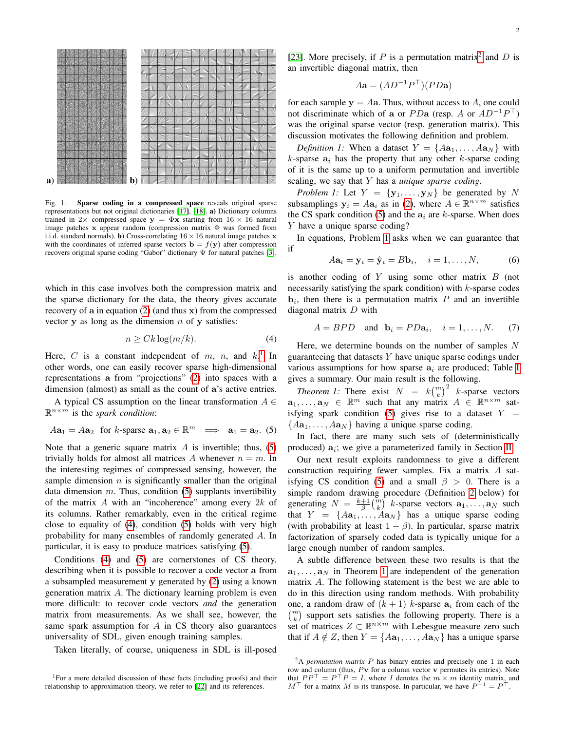Fig. 1. **Sparse coding in a compressed space** reveals original sparse representations but not original dictionaries [17], [18]. **a)** Dictionary columns trained in $2\times$ compressed space $\mathbf{y} = \Phi\mathbf{x}$ starting from $16 \times 16$ natural image patches $\mathbf{x}$ appear random (compression matrix $\Phi$ was formed from i.i.d. standard normals). **b)** Cross-correlating $16 \times 16$ natural image patches $\mathbf{x}$ with the coordinates of inferred sparse vectors $\mathbf{b} = f(\mathbf{y})$ after compression recovers original sparse coding "Gabor" dictionary $\Psi$ for natural patches [3].

which in this case involves both the compression matrix and the sparse dictionary for the data, the theory gives accurate recovery of $\mathbf{a}$ in equation (2) (and thus $\mathbf{x}$) from the compressed vector $\mathbf{y}$ as long as the dimension $n$ of $\mathbf{y}$ satisfies:

$$n \geq Ck \log(m/k). \tag{4}$$

Here, $C$ is a constant independent of $m$, $n$, and $k$.[1] In other words, one can easily recover sparse high-dimensional representations $\mathbf{a}$ from "projections" (2) into spaces with a dimension (almost) as small as the count of $\mathbf{a}$'s active entries.

A typical CS assumption on the linear transformation $A \in \mathbb{R}^{n\times m}$ is the *spark condition*:

$$A\mathbf{a}_1 = A\mathbf{a}_2 \;\text{ for } k\text{-sparse } \mathbf{a}_1, \mathbf{a}_2 \in \mathbb{R}^m \implies \mathbf{a}_1 = \mathbf{a}_2. \tag{5}$$

Note that a generic square matrix $A$ is invertible; thus, (5) trivially holds for almost all matrices $A$ whenever $n = m$. In the interesting regimes of compressed sensing, however, the sample dimension $n$ is significantly smaller than the original data dimension $m$. Thus, condition (5) supplants invertibility of the matrix $A$ with an "incoherence" among every $2k$ of its columns. Rather remarkably, even in the critical regime close to equality of (4), condition (5) holds with very high probability for many ensembles of randomly generated $A$. In particular, it is easy to produce matrices satisfying (5).

Conditions (4) and (5) are cornerstones of CS theory, describing when it is possible to recover a code vector $\mathbf{a}$ from a subsampled measurement $\mathbf{y}$ generated by (2) using a known generation matrix $A$. The dictionary learning problem is even more difficult: to recover code vectors *and* the generation matrix from measurements. As we shall see, however, the same spark assumption for $A$ in CS theory also guarantees universality of SDL, given enough training samples.

Taken literally, of course, uniqueness in SDL is ill-posed [23]. More precisely, if $P$ is a permutation matrix[2] and $D$ is an invertible diagonal matrix, then

$$A\mathbf{a} = (AD^{-1}P^\top)(PD\mathbf{a})$$

for each sample $\mathbf{y} = A\mathbf{a}$. Thus, without access to $A$, one could not discriminate which of $\mathbf{a}$ or $PD\mathbf{a}$ (resp. $A$ or $AD^{-1}P^\top$) was the original sparse vector (resp. generation matrix). This discussion motivates the following definition and problem.

*Definition 1:* When a dataset $Y = \{A\mathbf{a}_1, \ldots, A\mathbf{a}_N\}$ with $k$-sparse $\mathbf{a}_i$ has the property that any other $k$-sparse coding of it is the same up to a uniform permutation and invertible scaling, we say that $Y$ has a *unique sparse coding*.

*Problem 1:* Let $Y = \{\mathbf{y}_1, \ldots, \mathbf{y}_N\}$ be generated by $N$ subsamplings $\mathbf{y}_i = A\mathbf{a}_i$ as in (2), where $A \in \mathbb{R}^{n\times m}$ satisfies the CS spark condition (5) and the $\mathbf{a}_i$ are $k$-sparse. When does $Y$ have a unique sparse coding?

In equations, Problem 1 asks when we can guarantee that if

$$A\mathbf{a}_i = \mathbf{y}_i = \hat{\mathbf{y}}_i = B\mathbf{b}_i, \quad i = 1, \ldots, N, \tag{6}$$

is another coding of $Y$ using some other matrix $B$ (not necessarily satisfying the spark condition) with $k$-sparse codes $\mathbf{b}_i$, then there is a permutation matrix $P$ and an invertible diagonal matrix $D$ with

$$A = BPD \quad \text{and} \quad \mathbf{b}_i = PD\mathbf{a}_i, \quad i = 1, \ldots, N. \tag{7}$$

Here, we determine bounds on the number of samples $N$ guaranteeing that datasets $Y$ have unique sparse codings under various assumptions for how sparse $\mathbf{a}_i$ are produced; Table I gives a summary. Our main result is the following.

*Theorem 1:* There exist $N = k\binom{m}{k}^2$ $k$-sparse vectors $\mathbf{a}_1, \ldots, \mathbf{a}_N \in \mathbb{R}^m$ such that any matrix $A \in \mathbb{R}^{n\times m}$ satisfying spark condition (5) gives rise to a dataset $Y = \{A\mathbf{a}_1, \ldots, A\mathbf{a}_N\}$ having a unique sparse coding.

In fact, there are many such sets of (deterministically produced) $\mathbf{a}_i$; we give a parameterized family in Section II.

Our next result exploits randomness to give a different construction requiring fewer samples. Fix a matrix $A$ satisfying CS condition (5) and a small $\beta > 0$. There is a simple random drawing procedure (Definition 2 below) for generating $N = \frac{k+1}{\beta}\binom{m}{k}$ $k$-sparse vectors $\mathbf{a}_1, \ldots, \mathbf{a}_N$ such that $Y = \{A\mathbf{a}_1, \ldots, A\mathbf{a}_N\}$ has a unique sparse coding (with probability at least $1 - \beta$). In particular, sparse matrix factorization of sparsely coded data is typically unique for a large enough number of random samples.

A subtle difference between these two results is that the $\mathbf{a}_1, \ldots, \mathbf{a}_N$ in Theorem 1 are independent of the generation matrix $A$. The following statement is the best we are able to do in this direction using random methods. With probability one, a random draw of $(k + 1)$ $k$-sparse $\mathbf{a}_i$ from each of the $\binom{m}{k}$ support sets satisfies the following property. There is a set of matrices $Z \subset \mathbb{R}^{n\times m}$ with Lebesgue measure zero such that if $A \notin Z$, then $Y = \{A\mathbf{a}_1, \ldots, A\mathbf{a}_N\}$ has a unique sparse

[1] For a more detailed discussion of these facts (including proofs) and their relationship to approximation theory, we refer to [22] and its references.

[2] A *permutation matrix* $P$ has binary entries and precisely one 1 in each row and column (thus, $P\mathbf{v}$ for a column vector $\mathbf{v}$ permutes its entries). Note that $PP^\top = P^\top P = I$, where $I$ denotes the $m \times m$ identity matrix, and $M^\top$ for a matrix $M$ is its transpose. In particular, we have $P^{-1} = P^\top$.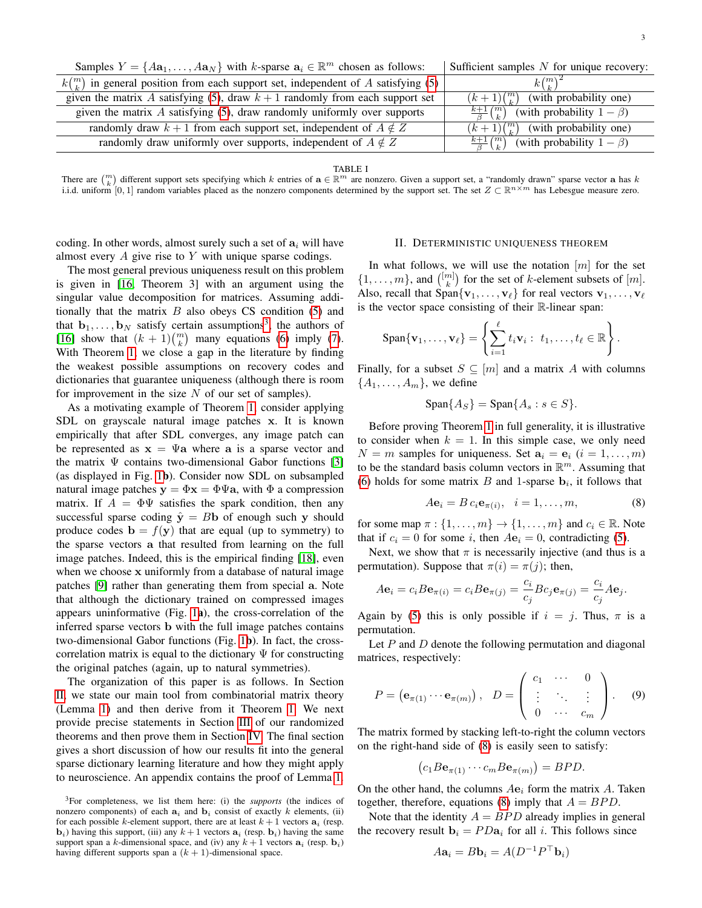| Samples $Y = \{A\mathbf{a}_1, \ldots, A\mathbf{a}_N\}$ with $k$-sparse $\mathbf{a}_i \in \mathbb{R}^m$ chosen as follows: | Sufficient samples $N$ for unique recovery: |
|---|---|
| $k\binom{m}{k}$ in general position from each support set, independent of $A$ satisfying (5) | $k\binom{m}{k}^2$ |
| given the matrix $A$ satisfying (5), draw $k+1$ randomly from each support set | $(k+1)\binom{m}{k}$ (with probability one) |
| given the matrix $A$ satisfying (5), draw randomly uniformly over supports | $\frac{k+1}{\beta}\binom{m}{k}$ (with probability $1-\beta$) |
| randomly draw $k+1$ from each support set, independent of $A \notin Z$ | $(k+1)\binom{m}{k}$ (with probability one) |
| randomly draw uniformly over supports, independent of $A \notin Z$ | $\frac{k+1}{\beta}\binom{m}{k}$ (with probability $1-\beta$) |

TABLE I

There are $\binom{m}{k}$ different support sets specifying which $k$ entries of $\mathbf{a} \in \mathbb{R}^m$ are nonzero. Given a support set, a "randomly drawn" sparse vector $\mathbf{a}$ has $k$ i.i.d. uniform $[0,1]$ random variables placed as the nonzero components determined by the support set. The set $Z \subset \mathbb{R}^{n\times m}$ has Lebesgue measure zero.

coding. In other words, almost surely such a set of $\mathbf{a}_i$ will have almost every $A$ give rise to $Y$ with unique sparse codings.

The most general previous uniqueness result on this problem is given in [16, Theorem 3] with an argument using the singular value decomposition for matrices. Assuming additionally that the matrix $B$ also obeys CS condition (5) and that $\mathbf{b}_1, \ldots, \mathbf{b}_N$ satisfy certain assumptions[3], the authors of [16] show that $(k+1)\binom{m}{k}$ many equations (6) imply (7). With Theorem 1, we close a gap in the literature by finding the weakest possible assumptions on recovery codes and dictionaries that guarantee uniqueness (although there is room for improvement in the size $N$ of our set of samples).

As a motivating example of Theorem 1, consider applying SDL on grayscale natural image patches $\mathbf{x}$. It is known empirically that after SDL converges, any image patch can be represented as $\mathbf{x} = \Psi\mathbf{a}$ where $\mathbf{a}$ is a sparse vector and the matrix $\Psi$ contains two-dimensional Gabor functions [3] (as displayed in Fig. 1b). Consider now SDL on subsampled natural image patches $\mathbf{y} = \Phi\mathbf{x} = \Phi\Psi\mathbf{a}$, with $\Phi$ a compression matrix. If $A = \Phi\Psi$ satisfies the spark condition, then any successful sparse coding $\hat{\mathbf{y}} = B\mathbf{b}$ of enough such $\mathbf{y}$ should produce codes $\mathbf{b} = f(\mathbf{y})$ that are equal (up to symmetry) to the sparse vectors $\mathbf{a}$ that resulted from learning on the full image patches. Indeed, this is the empirical finding [18], even when we choose $\mathbf{x}$ uniformly from a database of natural image patches [9] rather than generating them from special $\mathbf{a}$. Note that although the dictionary trained on compressed images appears uninformative (Fig. 1a), the cross-correlation of the inferred sparse vectors $\mathbf{b}$ with the full image patches contains two-dimensional Gabor functions (Fig. 1b). In fact, the cross-correlation matrix is equal to the dictionary $\Psi$ for constructing the original patches (again, up to natural symmetries).

The organization of this paper is as follows. In Section II, we state our main tool from combinatorial matrix theory (Lemma 1) and then derive from it Theorem 1. We next provide precise statements in Section III of our randomized theorems and then prove them in Section IV. The final section gives a short discussion of how our results fit into the general sparse dictionary learning literature and how they might apply to neuroscience. An appendix contains the proof of Lemma 1.

[3]For completeness, we list them here: (i) the *supports* (the indices of nonzero components) of each $\mathbf{a}_i$ and $\mathbf{b}_i$ consist of exactly $k$ elements, (ii) for each possible $k$-element support, there are at least $k+1$ vectors $\mathbf{a}_i$ (resp. $\mathbf{b}_i$) having this support, (iii) any $k+1$ vectors $\mathbf{a}_i$ (resp. $\mathbf{b}_i$) having the same support span a $k$-dimensional space, and (iv) any $k+1$ vectors $\mathbf{a}_i$ (resp. $\mathbf{b}_i$) having different supports span a $(k+1)$-dimensional space.

## II. Deterministic uniqueness theorem

In what follows, we will use the notation $[m]$ for the set $\{1, \ldots, m\}$, and $\binom{[m]}{k}$ for the set of $k$-element subsets of $[m]$. Also, recall that $\text{Span}\{\mathbf{v}_1, \ldots, \mathbf{v}_\ell\}$ for real vectors $\mathbf{v}_1, \ldots, \mathbf{v}_\ell$ is the vector space consisting of their $\mathbb{R}$-linear span:

$$\text{Span}\{\mathbf{v}_1, \ldots, \mathbf{v}_\ell\} = \left\{ \sum_{i=1}^{\ell} t_i \mathbf{v}_i : \ t_1, \ldots, t_\ell \in \mathbb{R} \right\}.$$

Finally, for a subset $S \subseteq [m]$ and a matrix $A$ with columns $\{A_1, \ldots, A_m\}$, we define

$$\text{Span}\{A_S\} = \text{Span}\{A_s : s \in S\}.$$

Before proving Theorem 1 in full generality, it is illustrative to consider when $k = 1$. In this simple case, we only need $N = m$ samples for uniqueness. Set $\mathbf{a}_i = \mathbf{e}_i$ $(i = 1, \ldots, m)$ to be the standard basis column vectors in $\mathbb{R}^m$. Assuming that (6) holds for some matrix $B$ and 1-sparse $\mathbf{b}_i$, it follows that

$$A\mathbf{e}_i = B\, c_i \mathbf{e}_{\pi(i)}, \quad i = 1, \ldots, m, \tag{8}$$

for some map $\pi : \{1, \ldots, m\} \to \{1, \ldots, m\}$ and $c_i \in \mathbb{R}$. Note that if $c_i = 0$ for some $i$, then $A\mathbf{e}_i = 0$, contradicting (5).

Next, we show that $\pi$ is necessarily injective (and thus is a permutation). Suppose that $\pi(i) = \pi(j)$; then,

$$A\mathbf{e}_i = c_i B\mathbf{e}_{\pi(i)} = c_i B\mathbf{e}_{\pi(j)} = \frac{c_i}{c_j} B c_j \mathbf{e}_{\pi(j)} = \frac{c_i}{c_j} A\mathbf{e}_j.$$

Again by (5) this is only possible if $i = j$. Thus, $\pi$ is a permutation.

Let $P$ and $D$ denote the following permutation and diagonal matrices, respectively:

$$P = \left(\mathbf{e}_{\pi(1)} \cdots \mathbf{e}_{\pi(m)}\right), \quad D = \begin{pmatrix} c_1 & \cdots & 0 \\ \vdots & \ddots & \vdots \\ 0 & \cdots & c_m \end{pmatrix}. \tag{9}$$

The matrix formed by stacking left-to-right the column vectors on the right-hand side of (8) is easily seen to satisfy:

$$\left(c_1 B\mathbf{e}_{\pi(1)} \cdots c_m B\mathbf{e}_{\pi(m)}\right) = BPD.$$

On the other hand, the columns $A\mathbf{e}_i$ form the matrix $A$. Taken together, therefore, equations (8) imply that $A = BPD$.

Note that the identity $A = BPD$ already implies in general the recovery result $\mathbf{b}_i = PD\mathbf{a}_i$ for all $i$. This follows since

$$A\mathbf{a}_i = B\mathbf{b}_i = A(D^{-1}P^\top \mathbf{b}_i)$$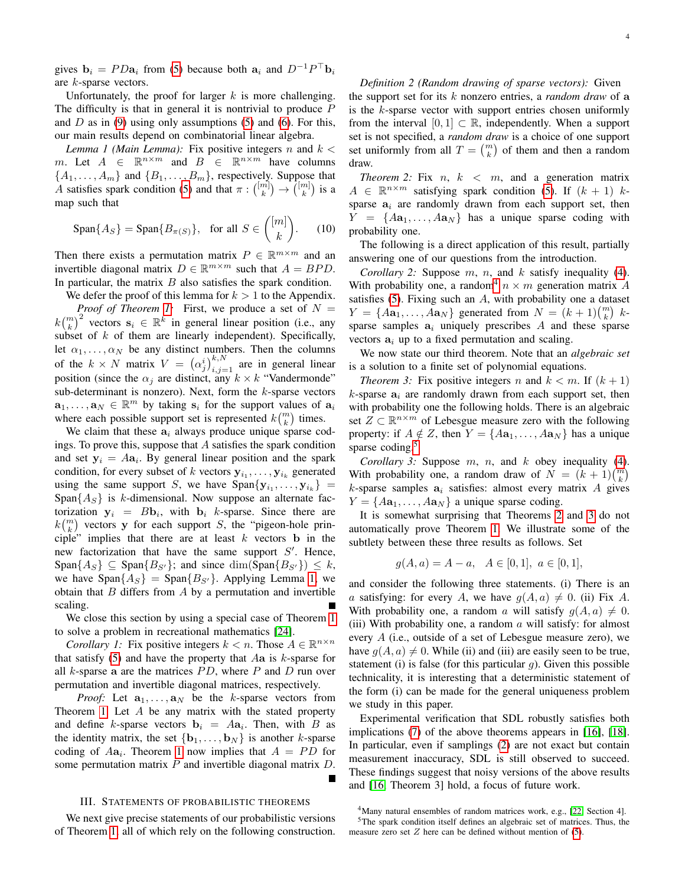gives $\mathbf{b}_i = PD\mathbf{a}_i$ from (5) because both $\mathbf{a}_i$ and $D^{-1}P^\top\mathbf{b}_i$ are $k$-sparse vectors.

Unfortunately, the proof for larger $k$ is more challenging. The difficulty is that in general it is nontrivial to produce $P$ and $D$ as in (9) using only assumptions (5) and (6). For this, our main results depend on combinatorial linear algebra.

*Lemma 1 (Main Lemma):* Fix positive integers $n$ and $k < m$. Let $A \in \mathbb{R}^{n\times m}$ and $B \in \mathbb{R}^{n\times m}$ have columns $\{A_1, \ldots, A_m\}$ and $\{B_1, \ldots, B_m\}$, respectively. Suppose that $A$ satisfies spark condition (5) and that $\pi : \binom{[m]}{k} \to \binom{[m]}{k}$ is a map such that

$$\mathrm{Span}\{A_S\} = \mathrm{Span}\{B_{\pi(S)}\}, \quad \text{for all } S \in \binom{[m]}{k}. \tag{10}$$

Then there exists a permutation matrix $P \in \mathbb{R}^{m\times m}$ and an invertible diagonal matrix $D \in \mathbb{R}^{m\times m}$ such that $A = BPD$. In particular, the matrix $B$ also satisfies the spark condition.

We defer the proof of this lemma for $k > 1$ to the Appendix.

*Proof of Theorem 1:* First, we produce a set of $N = k\binom{m}{k}^2$ vectors $\mathbf{s}_i \in \mathbb{R}^k$ in general linear position (i.e., any subset of $k$ of them are linearly independent). Specifically, let $\alpha_1, \ldots, \alpha_N$ be any distinct numbers. Then the columns of the $k \times N$ matrix $V = \left(\alpha_j^i\right)_{i,j=1}^{k,N}$ are in general linear position (since the $\alpha_j$ are distinct, any $k \times k$ "Vandermonde" sub-determinant is nonzero). Next, form the $k$-sparse vectors $\mathbf{a}_1, \ldots, \mathbf{a}_N \in \mathbb{R}^m$ by taking $\mathbf{s}_i$ for the support values of $\mathbf{a}_i$ where each possible support set is represented $k\binom{m}{k}$ times.

We claim that these $\mathbf{a}_i$ always produce unique sparse codings. To prove this, suppose that $A$ satisfies the spark condition and set $\mathbf{y}_i = A\mathbf{a}_i$. By general linear position and the spark condition, for every subset of $k$ vectors $\mathbf{y}_{i_1}, \ldots, \mathbf{y}_{i_k}$ generated using the same support $S$, we have $\mathrm{Span}\{\mathbf{y}_{i_1}, \ldots, \mathbf{y}_{i_k}\} = \mathrm{Span}\{A_S\}$ is $k$-dimensional. Now suppose an alternate factorization $\mathbf{y}_i = B\mathbf{b}_i$, with $\mathbf{b}_i$ $k$-sparse. Since there are $k\binom{m}{k}$ vectors $\mathbf{y}$ for each support $S$, the "pigeon-hole principle" implies that there are at least $k$ vectors $\mathbf{b}$ in the new factorization that have the same support $S'$. Hence, $\mathrm{Span}\{A_S\} \subseteq \mathrm{Span}\{B_{S'}\}$; and since $\dim(\mathrm{Span}\{B_{S'}\}) \le k$, we have $\mathrm{Span}\{A_S\} = \mathrm{Span}\{B_{S'}\}$. Applying Lemma 1, we obtain that $B$ differs from $A$ by a permutation and invertible scaling. ∎

We close this section by using a special case of Theorem 1 to solve a problem in recreational mathematics [24].

*Corollary 1:* Fix positive integers $k < n$. Those $A \in \mathbb{R}^{n\times n}$ that satisfy (5) and have the property that $A\mathbf{a}$ is $k$-sparse for all $k$-sparse $\mathbf{a}$ are the matrices $PD$, where $P$ and $D$ run over permutation and invertible diagonal matrices, respectively.

*Proof:* Let $\mathbf{a}_1, \ldots, \mathbf{a}_N$ be the $k$-sparse vectors from Theorem 1. Let $A$ be any matrix with the stated property and define $k$-sparse vectors $\mathbf{b}_i = A\mathbf{a}_i$. Then, with $B$ as the identity matrix, the set $\{\mathbf{b}_1, \ldots, \mathbf{b}_N\}$ is another $k$-sparse coding of $A\mathbf{a}_i$. Theorem 1 now implies that $A = PD$ for some permutation matrix $P$ and invertible diagonal matrix $D$. ∎

## III. Statements of Probabilistic Theorems

We next give precise statements of our probabilistic versions of Theorem 1, all of which rely on the following construction.

*Definition 2 (Random drawing of sparse vectors):* Given the support set for its $k$ nonzero entries, a *random draw* of $\mathbf{a}$ is the $k$-sparse vector with support entries chosen uniformly from the interval $[0,1] \subset \mathbb{R}$, independently. When a support set is not specified, a *random draw* is a choice of one support set uniformly from all $T = \binom{m}{k}$ of them and then a random draw.

*Theorem 2:* Fix $n$, $k < m$, and a generation matrix $A \in \mathbb{R}^{n\times m}$ satisfying spark condition (5). If $(k+1)$ $k$-sparse $\mathbf{a}_i$ are randomly drawn from each support set, then $Y = \{A\mathbf{a}_1, \ldots, A\mathbf{a}_N\}$ has a unique sparse coding with probability one.

The following is a direct application of this result, partially answering one of our questions from the introduction.

*Corollary 2:* Suppose $m$, $n$, and $k$ satisfy inequality (4). With probability one, a random[4] $n \times m$ generation matrix $A$ satisfies (5). Fixing such an $A$, with probability one a dataset $Y = \{A\mathbf{a}_1, \ldots, A\mathbf{a}_N\}$ generated from $N = (k+1)\binom{m}{k}$ $k$-sparse samples $\mathbf{a}_i$ uniquely prescribes $A$ and these sparse vectors $\mathbf{a}_i$ up to a fixed permutation and scaling.

We now state our third theorem. Note that an *algebraic set* is a solution to a finite set of polynomial equations.

*Theorem 3:* Fix positive integers $n$ and $k < m$. If $(k+1)$ $k$-sparse $\mathbf{a}_i$ are randomly drawn from each support set, then with probability one the following holds. There is an algebraic set $Z \subset \mathbb{R}^{n\times m}$ of Lebesgue measure zero with the following property: if $A \notin Z$, then $Y = \{A\mathbf{a}_1, \ldots, A\mathbf{a}_N\}$ has a unique sparse coding.[5]

*Corollary 3:* Suppose $m$, $n$, and $k$ obey inequality (4). With probability one, a random draw of $N = (k+1)\binom{m}{k}$ $k$-sparse samples $\mathbf{a}_i$ satisfies: almost every matrix $A$ gives $Y = \{A\mathbf{a}_1, \ldots, A\mathbf{a}_N\}$ a unique sparse coding.

It is somewhat surprising that Theorems 2 and 3 do not automatically prove Theorem 1. We illustrate some of the subtlety between these three results as follows. Set

$$g(A, a) = A - a, \quad A \in [0,1], \; a \in [0,1],$$

and consider the following three statements. (i) There is an $a$ satisfying: for every $A$, we have $g(A, a) \neq 0$. (ii) Fix $A$. With probability one, a random $a$ will satisfy $g(A, a) \neq 0$. (iii) With probability one, a random $a$ will satisfy: for almost every $A$ (i.e., outside of a set of Lebesgue measure zero), we have $g(A, a) \neq 0$. While (ii) and (iii) are easily seen to be true, statement (i) is false (for this particular $g$). Given this possible technicality, it is interesting that a deterministic statement of the form (i) can be made for the general uniqueness problem we study in this paper.

Experimental verification that SDL robustly satisfies both implications (7) of the above theorems appears in [16], [18]. In particular, even if samplings (2) are not exact but contain measurement inaccuracy, SDL is still observed to succeed. These findings suggest that noisy versions of the above results and [16, Theorem 3] hold, a focus of future work.

[4] Many natural ensembles of random matrices work, e.g., [22, Section 4].

[5] The spark condition itself defines an algebraic set of matrices. Thus, the measure zero set $Z$ here can be defined without mention of (5).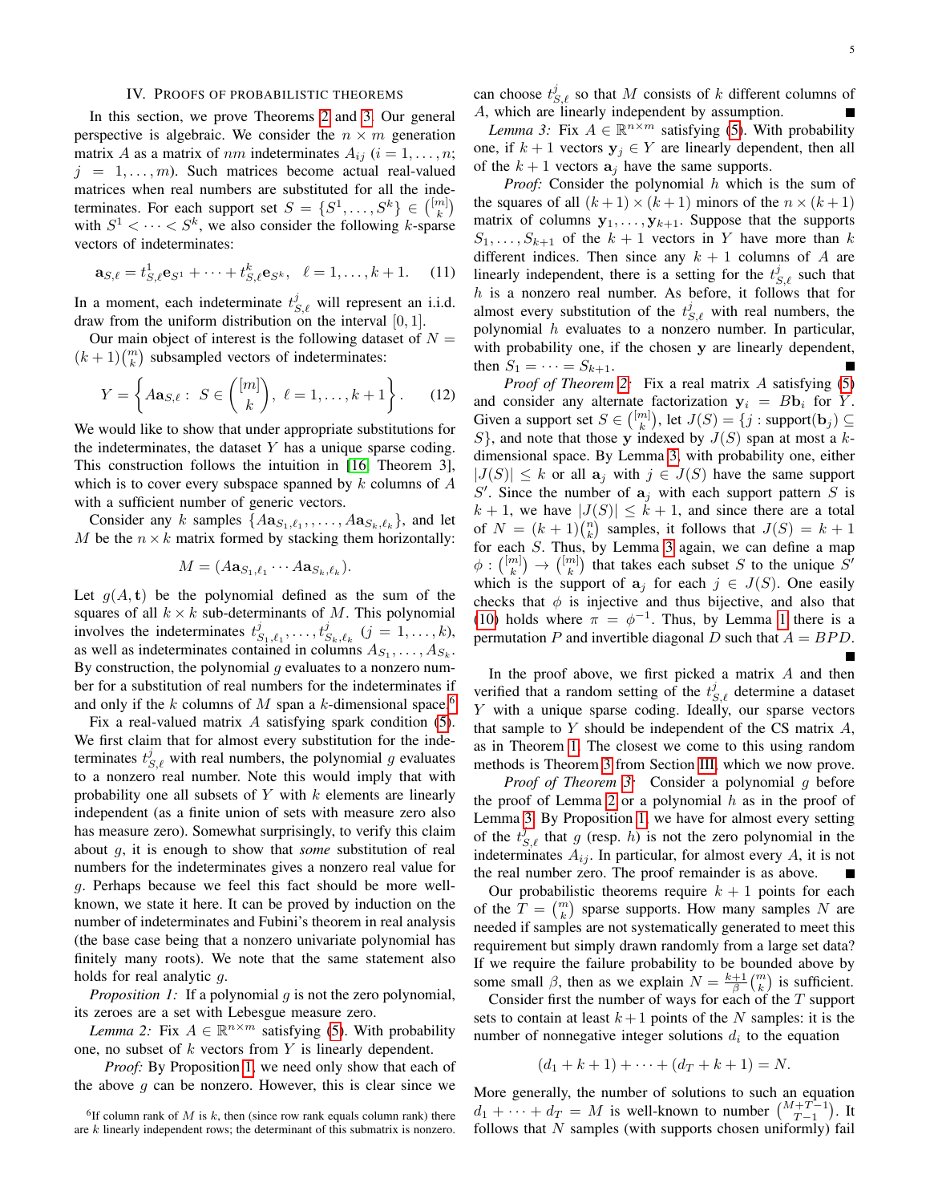## IV. Proofs of probabilistic theorems

In this section, we prove Theorems 2 and 3. Our general perspective is algebraic. We consider the $n \times m$ generation matrix $A$ as a matrix of $nm$ indeterminates $A_{ij}$ ($i = 1, \ldots, n$; $j = 1, \ldots, m$). Such matrices become actual real-valued matrices when real numbers are substituted for all the indeterminates. For each support set $S = \{S^1, \ldots, S^k\} \in \binom{[m]}{k}$ with $S^1 < \cdots < S^k$, we also consider the following $k$-sparse vectors of indeterminates:

$$\mathbf{a}_{S,\ell} = t^1_{S,\ell}\mathbf{e}_{S^1} + \cdots + t^k_{S,\ell}\mathbf{e}_{S^k}, \quad \ell = 1, \ldots, k+1. \tag{11}$$

In a moment, each indeterminate $t^j_{S,\ell}$ will represent an i.i.d. draw from the uniform distribution on the interval $[0, 1]$.

Our main object of interest is the following dataset of $N = (k+1)\binom{m}{k}$ subsampled vectors of indeterminates:

$$Y = \left\{ A\mathbf{a}_{S,\ell} : \; S \in \binom{[m]}{k}, \; \ell = 1, \ldots, k+1 \right\}. \tag{12}$$

We would like to show that under appropriate substitutions for the indeterminates, the dataset $Y$ has a unique sparse coding. This construction follows the intuition in [16, Theorem 3], which is to cover every subspace spanned by $k$ columns of $A$ with a sufficient number of generic vectors.

Consider any $k$ samples $\{A\mathbf{a}_{S_1,\ell_1}, \ldots, A\mathbf{a}_{S_k,\ell_k}\}$, and let $M$ be the $n \times k$ matrix formed by stacking them horizontally:

$$M = (A\mathbf{a}_{S_1,\ell_1} \cdots A\mathbf{a}_{S_k,\ell_k}).$$

Let $g(A, \mathbf{t})$ be the polynomial defined as the sum of the squares of all $k \times k$ sub-determinants of $M$. This polynomial involves the indeterminates $t^j_{S_1,\ell_1}, \ldots, t^j_{S_k,\ell_k}$ ($j = 1, \ldots, k$), as well as indeterminates contained in columns $A_{S_1}, \ldots, A_{S_k}$. By construction, the polynomial $g$ evaluates to a nonzero number for a substitution of real numbers for the indeterminates if and only if the $k$ columns of $M$ span a $k$-dimensional space.[6]

Fix a real-valued matrix $A$ satisfying spark condition (5). We first claim that for almost every substitution for the indeterminates $t^j_{S,\ell}$ with real numbers, the polynomial $g$ evaluates to a nonzero real number. Note this would imply that with probability one all subsets of $Y$ with $k$ elements are linearly independent (as a finite union of sets with measure zero also has measure zero). Somewhat surprisingly, to verify this claim about $g$, it is enough to show that *some* substitution of real numbers for the indeterminates gives a nonzero real value for $g$. Perhaps because we feel this fact should be more well-known, we state it here. It can be proved by induction on the number of indeterminates and Fubini's theorem in real analysis (the base case being that a nonzero univariate polynomial has finitely many roots). We note that the same statement also holds for real analytic $g$.

*Proposition 1:* If a polynomial $g$ is not the zero polynomial, its zeroes are a set with Lebesgue measure zero.

*Lemma 2:* Fix $A \in \mathbb{R}^{n\times m}$ satisfying (5). With probability one, no subset of $k$ vectors from $Y$ is linearly dependent.

*Proof:* By Proposition 1, we need only show that each of the above $g$ can be nonzero. However, this is clear since we can choose $t^j_{S,\ell}$ so that $M$ consists of $k$ different columns of $A$, which are linearly independent by assumption. ■

*Lemma 3:* Fix $A \in \mathbb{R}^{n\times m}$ satisfying (5). With probability one, if $k+1$ vectors $\mathbf{y}_j \in Y$ are linearly dependent, then all of the $k+1$ vectors $\mathbf{a}_j$ have the same supports.

*Proof:* Consider the polynomial $h$ which is the sum of the squares of all $(k+1) \times (k+1)$ minors of the $n \times (k+1)$ matrix of columns $\mathbf{y}_1, \ldots, \mathbf{y}_{k+1}$. Suppose that the supports $S_1, \ldots, S_{k+1}$ of the $k+1$ vectors in $Y$ have more than $k$ different indices. Then since any $k+1$ columns of $A$ are linearly independent, there is a setting for the $t^j_{S,\ell}$ such that $h$ is a nonzero real number. As before, it follows that for almost every substitution of the $t^j_{S,\ell}$ with real numbers, the polynomial $h$ evaluates to a nonzero number. In particular, with probability one, if the chosen $\mathbf{y}$ are linearly dependent, then $S_1 = \cdots = S_{k+1}$. ■

*Proof of Theorem 2:* Fix a real matrix $A$ satisfying (5) and consider any alternate factorization $\mathbf{y}_i = B\mathbf{b}_i$ for $Y$. Given a support set $S \in \binom{[m]}{k}$, let $J(S) = \{j : \text{support}(\mathbf{b}_j) \subseteq S\}$, and note that those $\mathbf{y}$ indexed by $J(S)$ span at most a $k$-dimensional space. By Lemma 3, with probability one, either $|J(S)| \leq k$ or all $\mathbf{a}_j$ with $j \in J(S)$ have the same support $S'$. Since the number of $\mathbf{a}_j$ with each support pattern $S$ is $k+1$, we have $|J(S)| \leq k+1$, and since there are a total of $N = (k+1)\binom{n}{k}$ samples, it follows that $J(S) = k+1$ for each $S$. Thus, by Lemma 3 again, we can define a map $\phi : \binom{[m]}{k} \to \binom{[m]}{k}$ that takes each subset $S$ to the unique $S'$ which is the support of $\mathbf{a}_j$ for each $j \in J(S)$. One easily checks that $\phi$ is injective and thus bijective, and also that (10) holds where $\pi = \phi^{-1}$. Thus, by Lemma 1 there is a permutation $P$ and invertible diagonal $D$ such that $A = BPD$. ■

In the proof above, we first picked a matrix $A$ and then verified that a random setting of the $t^j_{S,\ell}$ determine a dataset $Y$ with a unique sparse coding. Ideally, our sparse vectors that sample to $Y$ should be independent of the CS matrix $A$, as in Theorem 1. The closest we come to this using random methods is Theorem 3 from Section III, which we now prove.

*Proof of Theorem 3:* Consider a polynomial $g$ before the proof of Lemma 2 or a polynomial $h$ as in the proof of Lemma 3. By Proposition 1, we have for almost every setting of the $t^j_{S,\ell}$ that $g$ (resp. $h$) is not the zero polynomial in the indeterminates $A_{ij}$. In particular, for almost every $A$, it is not the real number zero. The proof remainder is as above. ■

Our probabilistic theorems require $k+1$ points for each of the $T = \binom{m}{k}$ sparse supports. How many samples $N$ are needed if samples are not systematically generated to meet this requirement but simply drawn randomly from a large set data? If we require the failure probability to be bounded above by some small $\beta$, then as we explain $N = \frac{k+1}{\beta}\binom{m}{k}$ is sufficient.

Consider first the number of ways for each of the $T$ support sets to contain at least $k+1$ points of the $N$ samples: it is the number of nonnegative integer solutions $d_i$ to the equation

$$(d_1 + k + 1) + \cdots + (d_T + k + 1) = N.$$

More generally, the number of solutions to such an equation $d_1 + \cdots + d_T = M$ is well-known to number $\binom{M+T-1}{T-1}$. It follows that $N$ samples (with supports chosen uniformly) fail

[6] If column rank of $M$ is $k$, then (since row rank equals column rank) there are $k$ linearly independent rows; the determinant of this submatrix is nonzero.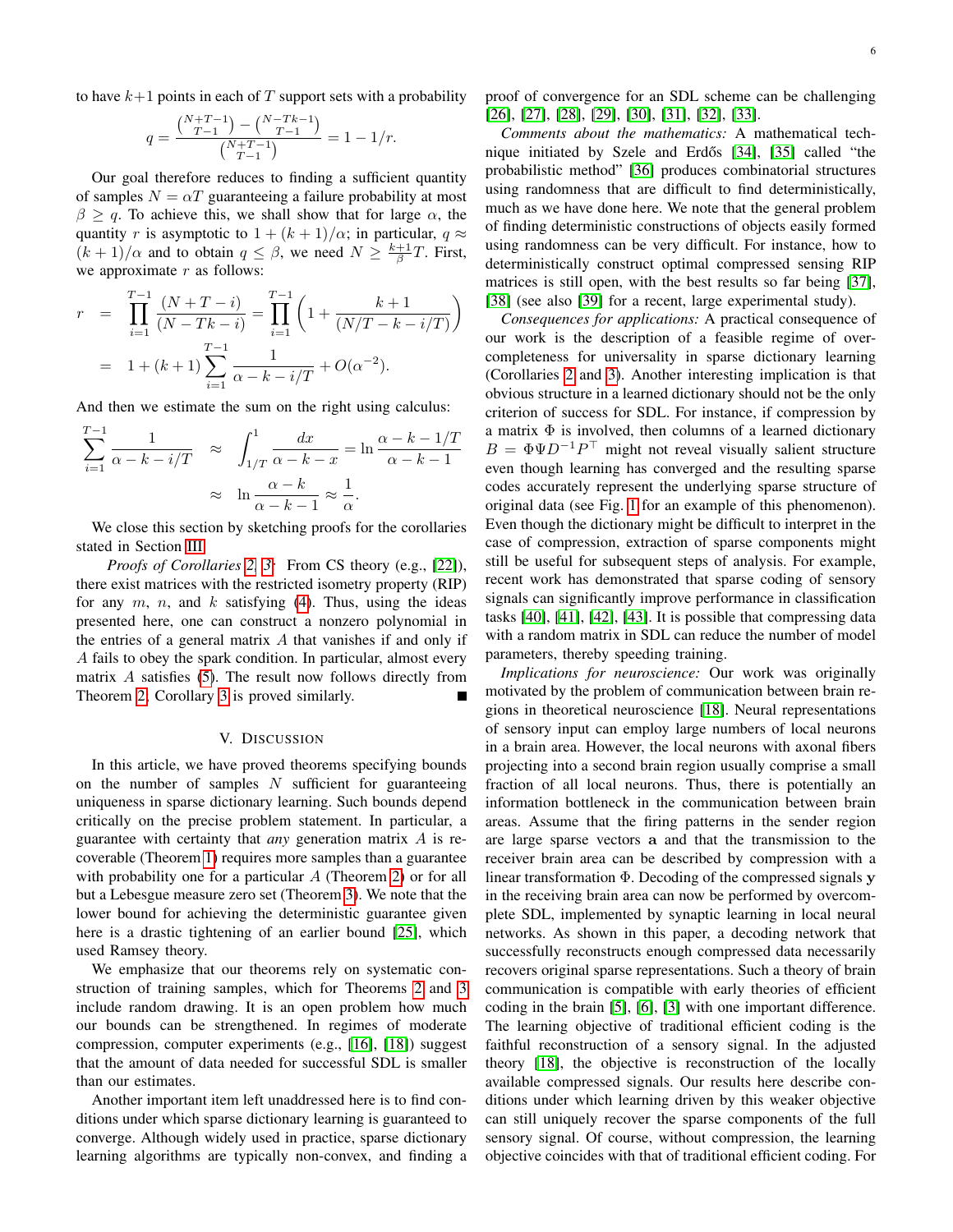to have $k+1$ points in each of $T$ support sets with a probability

$$q = \frac{\binom{N+T-1}{T-1} - \binom{N-Tk-1}{T-1}}{\binom{N+T-1}{T-1}} = 1 - 1/r.$$

Our goal therefore reduces to finding a sufficient quantity of samples $N = \alpha T$ guaranteeing a failure probability at most $\beta \geq q$. To achieve this, we shall show that for large $\alpha$, the quantity $r$ is asymptotic to $1 + (k+1)/\alpha$; in particular, $q \approx (k+1)/\alpha$ and to obtain $q \leq \beta$, we need $N \geq \frac{k+1}{\beta} T$. First, we approximate $r$ as follows:

$$\begin{aligned} r &= \prod_{i=1}^{T-1} \frac{(N+T-i)}{(N-Tk-i)} = \prod_{i=1}^{T-1} \left(1 + \frac{k+1}{(N/T - k - i/T)}\right) \\ &= 1 + (k+1) \sum_{i=1}^{T-1} \frac{1}{\alpha - k - i/T} + O(\alpha^{-2}). \end{aligned}$$

And then we estimate the sum on the right using calculus:

$$\begin{aligned} \sum_{i=1}^{T-1} \frac{1}{\alpha - k - i/T} &\approx \int_{1/T}^{1} \frac{dx}{\alpha - k - x} = \ln \frac{\alpha - k - 1/T}{\alpha - k - 1} \\ &\approx \ln \frac{\alpha - k}{\alpha - k - 1} \approx \frac{1}{\alpha}. \end{aligned}$$

We close this section by sketching proofs for the corollaries stated in Section III.

*Proofs of Corollaries 2, 3:* From CS theory (e.g., [22]), there exist matrices with the restricted isometry property (RIP) for any $m$, $n$, and $k$ satisfying (4). Thus, using the ideas presented here, one can construct a nonzero polynomial in the entries of a general matrix $A$ that vanishes if and only if $A$ fails to obey the spark condition. In particular, almost every matrix $A$ satisfies (5). The result now follows directly from Theorem 2. Corollary 3 is proved similarly. ∎

## V. Discussion

In this article, we have proved theorems specifying bounds on the number of samples $N$ sufficient for guaranteeing uniqueness in sparse dictionary learning. Such bounds depend critically on the precise problem statement. In particular, a guarantee with certainty that *any* generation matrix $A$ is recoverable (Theorem 1) requires more samples than a guarantee with probability one for a particular $A$ (Theorem 2) or for all but a Lebesgue measure zero set (Theorem 3). We note that the lower bound for achieving the deterministic guarantee given here is a drastic tightening of an earlier bound [25], which used Ramsey theory.

We emphasize that our theorems rely on systematic construction of training samples, which for Theorems 2 and 3 include random drawing. It is an open problem how much our bounds can be strengthened. In regimes of moderate compression, computer experiments (e.g., [16], [18]) suggest that the amount of data needed for successful SDL is smaller than our estimates.

Another important item left unaddressed here is to find conditions under which sparse dictionary learning is guaranteed to converge. Although widely used in practice, sparse dictionary learning algorithms are typically non-convex, and finding a proof of convergence for an SDL scheme can be challenging [26], [27], [28], [29], [30], [31], [32], [33].

*Comments about the mathematics:* A mathematical technique initiated by Szele and Erdős [34], [35] called "the probabilistic method" [36] produces combinatorial structures using randomness that are difficult to find deterministically, much as we have done here. We note that the general problem of finding deterministic constructions of objects easily formed using randomness can be very difficult. For instance, how to deterministically construct optimal compressed sensing RIP matrices is still open, with the best results so far being [37], [38] (see also [39] for a recent, large experimental study).

*Consequences for applications:* A practical consequence of our work is the description of a feasible regime of overcompleteness for universality in sparse dictionary learning (Corollaries 2 and 3). Another interesting implication is that obvious structure in a learned dictionary should not be the only criterion of success for SDL. For instance, if compression by a matrix $\Phi$ is involved, then columns of a learned dictionary $B = \Phi \Psi D^{-1} P^\top$ might not reveal visually salient structure even though learning has converged and the resulting sparse codes accurately represent the underlying sparse structure of original data (see Fig. 1 for an example of this phenomenon). Even though the dictionary might be difficult to interpret in the case of compression, extraction of sparse components might still be useful for subsequent steps of analysis. For example, recent work has demonstrated that sparse coding of sensory signals can significantly improve performance in classification tasks [40], [41], [42], [43]. It is possible that compressing data with a random matrix in SDL can reduce the number of model parameters, thereby speeding training.

*Implications for neuroscience:* Our work was originally motivated by the problem of communication between brain regions in theoretical neuroscience [18]. Neural representations of sensory input can employ large numbers of local neurons in a brain area. However, the local neurons with axonal fibers projecting into a second brain region usually comprise a small fraction of all local neurons. Thus, there is potentially an information bottleneck in the communication between brain areas. Assume that the firing patterns in the sender region are large sparse vectors $\mathbf{a}$ and that the transmission to the receiver brain area can be described by compression with a linear transformation $\Phi$. Decoding of the compressed signals $\mathbf{y}$ in the receiving brain area can now be performed by overcomplete SDL, implemented by synaptic learning in local neural networks. As shown in this paper, a decoding network that successfully reconstructs enough compressed data necessarily recovers original sparse representations. Such a theory of brain communication is compatible with early theories of efficient coding in the brain [5], [6], [3] with one important difference. The learning objective of traditional efficient coding is the faithful reconstruction of a sensory signal. In the adjusted theory [18], the objective is reconstruction of the locally available compressed signals. Our results here describe conditions under which learning driven by this weaker objective can still uniquely recover the sparse components of the full sensory signal. Of course, without compression, the learning objective coincides with that of traditional efficient coding. For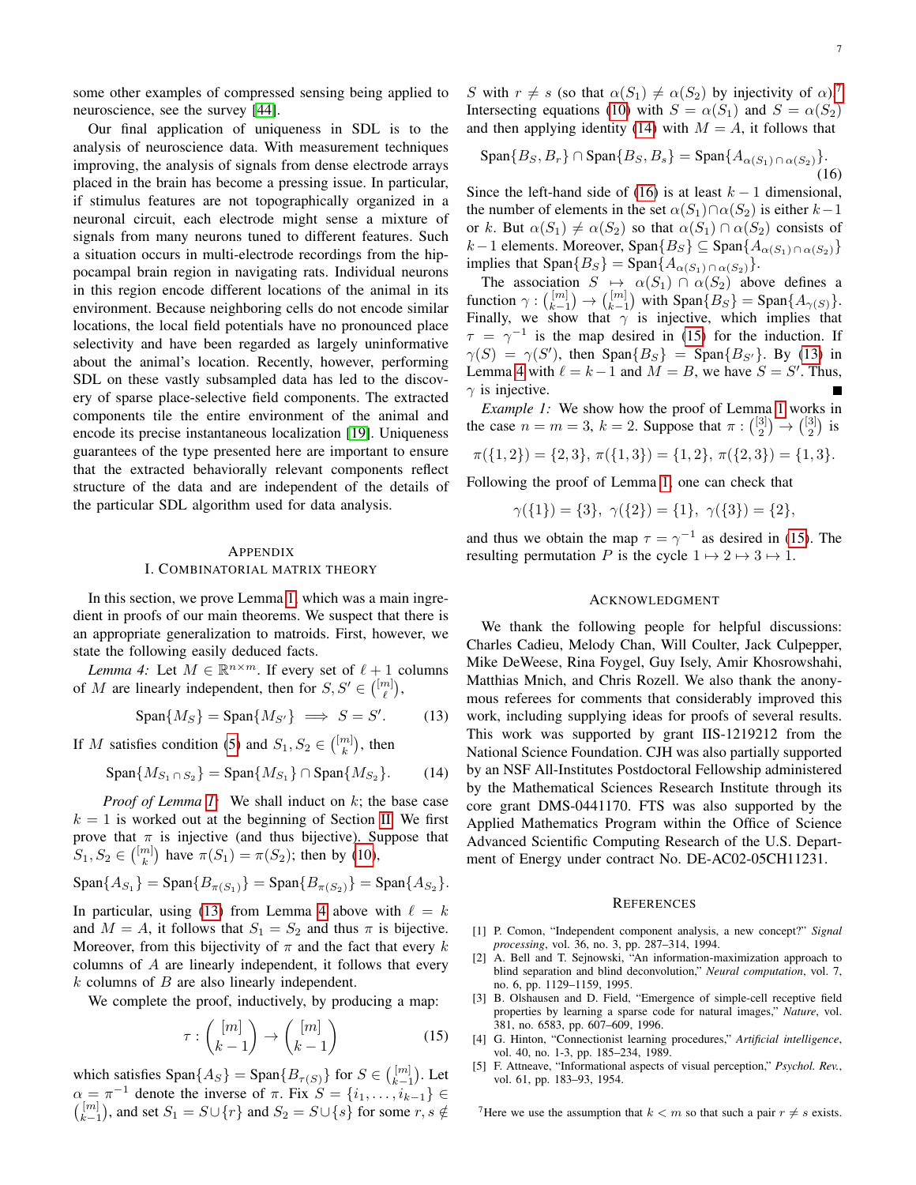some other examples of compressed sensing being applied to neuroscience, see the survey [44].

Our final application of uniqueness in SDL is to the analysis of neuroscience data. With measurement techniques improving, the analysis of signals from dense electrode arrays placed in the brain has become a pressing issue. In particular, if stimulus features are not topographically organized in a neuronal circuit, each electrode might sense a mixture of signals from many neurons tuned to different features. Such a situation occurs in multi-electrode recordings from the hippocampal brain region in navigating rats. Individual neurons in this region encode different locations of the animal in its environment. Because neighboring cells do not encode similar locations, the local field potentials have no pronounced place selectivity and have been regarded as largely uninformative about the animal's location. Recently, however, performing SDL on these vastly subsampled data has led to the discovery of sparse place-selective field components. The extracted components tile the entire environment of the animal and encode its precise instantaneous localization [19]. Uniqueness guarantees of the type presented here are important to ensure that the extracted behaviorally relevant components reflect structure of the data and are independent of the details of the particular SDL algorithm used for data analysis.

# Appendix

## I. Combinatorial Matrix Theory

In this section, we prove Lemma 1, which was a main ingredient in proofs of our main theorems. We suspect that there is an appropriate generalization to matroids. First, however, we state the following easily deduced facts.

*Lemma 4:* Let $M \in \mathbb{R}^{n\times m}$. If every set of $\ell+1$ columns of $M$ are linearly independent, then for $S, S' \in \binom{[m]}{\ell}$,

$$\text{Span}\{M_S\} = \text{Span}\{M_{S'}\} \implies S = S'. \tag{13}$$

If $M$ satisfies condition (5) and $S_1, S_2 \in \binom{[m]}{k}$, then

$$\text{Span}\{M_{S_1 \cap S_2}\} = \text{Span}\{M_{S_1}\} \cap \text{Span}\{M_{S_2}\}. \tag{14}$$

*Proof of Lemma 1:* We shall induct on $k$; the base case $k = 1$ is worked out at the beginning of Section II. We first prove that $\pi$ is injective (and thus bijective). Suppose that $S_1, S_2 \in \binom{[m]}{k}$ have $\pi(S_1) = \pi(S_2)$; then by (10),

$$\text{Span}\{A_{S_1}\} = \text{Span}\{B_{\pi(S_1)}\} = \text{Span}\{B_{\pi(S_2)}\} = \text{Span}\{A_{S_2}\}.$$

In particular, using (13) from Lemma 4 above with $\ell = k$ and $M = A$, it follows that $S_1 = S_2$ and thus $\pi$ is bijective. Moreover, from this bijectivity of $\pi$ and the fact that every $k$ columns of $A$ are linearly independent, it follows that every $k$ columns of $B$ are also linearly independent.

We complete the proof, inductively, by producing a map:

$$\tau : \binom{[m]}{k-1} \to \binom{[m]}{k-1} \tag{15}$$

which satisfies $\text{Span}\{A_S\} = \text{Span}\{B_{\tau(S)}\}$ for $S \in \binom{[m]}{k-1}$. Let $\alpha = \pi^{-1}$ denote the inverse of $\pi$. Fix $S = \{i_1, \ldots, i_{k-1}\} \in \binom{[m]}{k-1}$, and set $S_1 = S \cup \{r\}$ and $S_2 = S \cup \{s\}$ for some $r, s \notin S$ with $r \neq s$ (so that $\alpha(S_1) \neq \alpha(S_2)$ by injectivity of $\alpha$).[7] Intersecting equations (10) with $S = \alpha(S_1)$ and $S = \alpha(S_2)$ and then applying identity (14) with $M = A$, it follows that

$$\text{Span}\{B_S, B_r\} \cap \text{Span}\{B_S, B_s\} = \text{Span}\{A_{\alpha(S_1)\cap\alpha(S_2)}\}. \tag{16}$$

Since the left-hand side of (16) is at least $k-1$ dimensional, the number of elements in the set $\alpha(S_1)\cap\alpha(S_2)$ is either $k-1$ or $k$. But $\alpha(S_1) \neq \alpha(S_2)$ so that $\alpha(S_1)\cap\alpha(S_2)$ consists of $k-1$ elements. Moreover, $\text{Span}\{B_S\} \subseteq \text{Span}\{A_{\alpha(S_1)\cap\alpha(S_2)}\}$ implies that $\text{Span}\{B_S\} = \text{Span}\{A_{\alpha(S_1)\cap\alpha(S_2)}\}$.

The association $S \mapsto \alpha(S_1)\cap\alpha(S_2)$ above defines a function $\gamma : \binom{[m]}{k-1} \to \binom{[m]}{k-1}$ with $\text{Span}\{B_S\} = \text{Span}\{A_{\gamma(S)}\}$. Finally, we show that $\gamma$ is injective, which implies that $\tau = \gamma^{-1}$ is the map desired in (15) for the induction. If $\gamma(S) = \gamma(S')$, then $\text{Span}\{B_S\} = \text{Span}\{B_{S'}\}$. By (13) in Lemma 4 with $\ell = k-1$ and $M = B$, we have $S = S'$. Thus, $\gamma$ is injective. ∎

*Example 1:* We show how the proof of Lemma 1 works in the case $n = m = 3$, $k = 2$. Suppose that $\pi : \binom{[3]}{2} \to \binom{[3]}{2}$ is

$$\pi(\{1,2\}) = \{2,3\},\ \pi(\{1,3\}) = \{1,2\},\ \pi(\{2,3\}) = \{1,3\}.$$

Following the proof of Lemma 1, one can check that

$$\gamma(\{1\}) = \{3\},\ \gamma(\{2\}) = \{1\},\ \gamma(\{3\}) = \{2\},$$

and thus we obtain the map $\tau = \gamma^{-1}$ as desired in (15). The resulting permutation $P$ is the cycle $1 \mapsto 2 \mapsto 3 \mapsto 1$.

# Acknowledgment

We thank the following people for helpful discussions: Charles Cadieu, Melody Chan, Will Coulter, Jack Culpepper, Mike DeWeese, Rina Foygel, Guy Isely, Amir Khosrowshahi, Matthias Mnich, and Chris Rozell. We also thank the anonymous referees for comments that considerably improved this work, including supplying ideas for proofs of several results. This work was supported by grant IIS-1219212 from the National Science Foundation. CJH was also partially supported by an NSF All-Institutes Postdoctoral Fellowship administered by the Mathematical Sciences Research Institute through its core grant DMS-0441170. FTS was also supported by the Applied Mathematics Program within the Office of Science Advanced Scientific Computing Research of the U.S. Department of Energy under contract No. DE-AC02-05CH11231.

# References

[1] P. Comon, "Independent component analysis, a new concept?" *Signal processing*, vol. 36, no. 3, pp. 287–314, 1994.

[2] A. Bell and T. Sejnowski, "An information-maximization approach to blind separation and blind deconvolution," *Neural computation*, vol. 7, no. 6, pp. 1129–1159, 1995.

[3] B. Olshausen and D. Field, "Emergence of simple-cell receptive field properties by learning a sparse code for natural images," *Nature*, vol. 381, no. 6583, pp. 607–609, 1996.

[4] G. Hinton, "Connectionist learning procedures," *Artificial intelligence*, vol. 40, no. 1-3, pp. 185–234, 1989.

[5] F. Attneave, "Informational aspects of visual perception," *Psychol. Rev.*, vol. 61, pp. 183–93, 1954.

[7] Here we use the assumption that $k < m$ so that such a pair $r \neq s$ exists.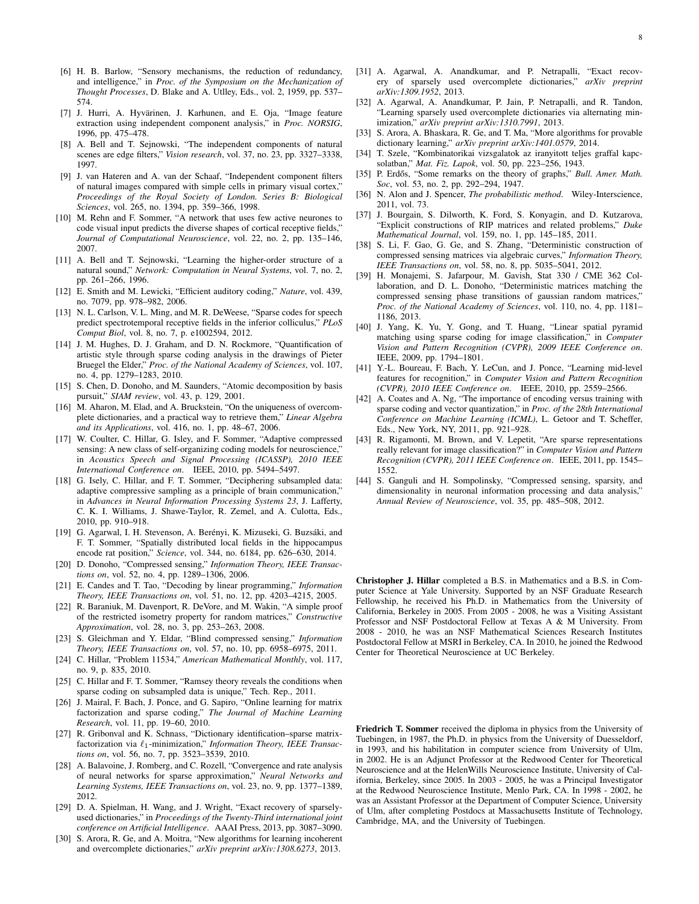[6] H. B. Barlow, "Sensory mechanisms, the reduction of redundancy, and intelligence," in *Proc. of the Symposium on the Mechanization of Thought Processes*, D. Blake and A. Utlley, Eds., vol. 2, 1959, pp. 537–574.

[7] J. Hurri, A. Hyvärinen, J. Karhunen, and E. Oja, "Image feature extraction using independent component analysis," in *Proc. NORSIG*, 1996, pp. 475–478.

[8] A. Bell and T. Sejnowski, "The independent components of natural scenes are edge filters," *Vision research*, vol. 37, no. 23, pp. 3327–3338, 1997.

[9] J. van Hateren and A. van der Schaaf, "Independent component filters of natural images compared with simple cells in primary visual cortex," *Proceedings of the Royal Society of London. Series B: Biological Sciences*, vol. 265, no. 1394, pp. 359–366, 1998.

[10] M. Rehn and F. Sommer, "A network that uses few active neurones to code visual input predicts the diverse shapes of cortical receptive fields," *Journal of Computational Neuroscience*, vol. 22, no. 2, pp. 135–146, 2007.

[11] A. Bell and T. Sejnowski, "Learning the higher-order structure of a natural sound," *Network: Computation in Neural Systems*, vol. 7, no. 2, pp. 261–266, 1996.

[12] E. Smith and M. Lewicki, "Efficient auditory coding," *Nature*, vol. 439, no. 7079, pp. 978–982, 2006.

[13] N. L. Carlson, V. L. Ming, and M. R. DeWeese, "Sparse codes for speech predict spectrotemporal receptive fields in the inferior colliculus," *PLoS Comput Biol*, vol. 8, no. 7, p. e1002594, 2012.

[14] J. M. Hughes, D. J. Graham, and D. N. Rockmore, "Quantification of artistic style through sparse coding analysis in the drawings of Pieter Bruegel the Elder," *Proc. of the National Academy of Sciences*, vol. 107, no. 4, pp. 1279–1283, 2010.

[15] S. Chen, D. Donoho, and M. Saunders, "Atomic decomposition by basis pursuit," *SIAM review*, vol. 43, p. 129, 2001.

[16] M. Aharon, M. Elad, and A. Bruckstein, "On the uniqueness of overcomplete dictionaries, and a practical way to retrieve them," *Linear Algebra and its Applications*, vol. 416, no. 1, pp. 48–67, 2006.

[17] W. Coulter, C. Hillar, G. Isley, and F. Sommer, "Adaptive compressed sensing: A new class of self-organizing coding models for neuroscience," in *Acoustics Speech and Signal Processing (ICASSP), 2010 IEEE International Conference on*. IEEE, 2010, pp. 5494–5497.

[18] G. Isely, C. Hillar, and F. T. Sommer, "Deciphering subsampled data: adaptive compressive sampling as a principle of brain communication," in *Advances in Neural Information Processing Systems 23*, J. Lafferty, C. K. I. Williams, J. Shawe-Taylor, R. Zemel, and A. Culotta, Eds., 2010, pp. 910–918.

[19] G. Agarwal, I. H. Stevenson, A. Berényi, K. Mizuseki, G. Buzsáki, and F. T. Sommer, "Spatially distributed local fields in the hippocampus encode rat position," *Science*, vol. 344, no. 6184, pp. 626–630, 2014.

[20] D. Donoho, "Compressed sensing," *Information Theory, IEEE Transactions on*, vol. 52, no. 4, pp. 1289–1306, 2006.

[21] E. Candes and T. Tao, "Decoding by linear programming," *Information Theory, IEEE Transactions on*, vol. 51, no. 12, pp. 4203–4215, 2005.

[22] R. Baraniuk, M. Davenport, R. DeVore, and M. Wakin, "A simple proof of the restricted isometry property for random matrices," *Constructive Approximation*, vol. 28, no. 3, pp. 253–263, 2008.

[23] S. Gleichman and Y. Eldar, "Blind compressed sensing," *Information Theory, IEEE Transactions on*, vol. 57, no. 10, pp. 6958–6975, 2011.

[24] C. Hillar, "Problem 11534," *American Mathematical Monthly*, vol. 117, no. 9, p. 835, 2010.

[25] C. Hillar and F. T. Sommer, "Ramsey theory reveals the conditions when sparse coding on subsampled data is unique," Tech. Rep., 2011.

[26] J. Mairal, F. Bach, J. Ponce, and G. Sapiro, "Online learning for matrix factorization and sparse coding," *The Journal of Machine Learning Research*, vol. 11, pp. 19–60, 2010.

[27] R. Gribonval and K. Schnass, "Dictionary identification–sparse matrix-factorization via $\ell_1$-minimization," *Information Theory, IEEE Transactions on*, vol. 56, no. 7, pp. 3523–3539, 2010.

[28] A. Balavoine, J. Romberg, and C. Rozell, "Convergence and rate analysis of neural networks for sparse approximation," *Neural Networks and Learning Systems, IEEE Transactions on*, vol. 23, no. 9, pp. 1377–1389, 2012.

[29] D. A. Spielman, H. Wang, and J. Wright, "Exact recovery of sparsely-used dictionaries," in *Proceedings of the Twenty-Third international joint conference on Artificial Intelligence*. AAAI Press, 2013, pp. 3087–3090.

[30] S. Arora, R. Ge, and A. Moitra, "New algorithms for learning incoherent and overcomplete dictionaries," *arXiv preprint arXiv:1308.6273*, 2013.

[31] A. Agarwal, A. Anandkumar, and P. Netrapalli, "Exact recovery of sparsely used overcomplete dictionaries," *arXiv preprint arXiv:1309.1952*, 2013.

[32] A. Agarwal, A. Anandkumar, P. Jain, P. Netrapalli, and R. Tandon, "Learning sparsely used overcomplete dictionaries via alternating minimization," *arXiv preprint arXiv:1310.7991*, 2013.

[33] S. Arora, A. Bhaskara, R. Ge, and T. Ma, "More algorithms for provable dictionary learning," *arXiv preprint arXiv:1401.0579*, 2014.

[34] T. Szele, "Kombinatorikai vizsgalatok az iranyitott teljes graffal kapcsolatban," *Mat. Fiz. Lapok*, vol. 50, pp. 223–256, 1943.

[35] P. Erdős, "Some remarks on the theory of graphs," *Bull. Amer. Math. Soc*, vol. 53, no. 2, pp. 292–294, 1947.

[36] N. Alon and J. Spencer, *The probabilistic method*. Wiley-Interscience, 2011, vol. 73.

[37] J. Bourgain, S. Dilworth, K. Ford, S. Konyagin, and D. Kutzarova, "Explicit constructions of RIP matrices and related problems," *Duke Mathematical Journal*, vol. 159, no. 1, pp. 145–185, 2011.

[38] S. Li, F. Gao, G. Ge, and S. Zhang, "Deterministic construction of compressed sensing matrices via algebraic curves," *Information Theory, IEEE Transactions on*, vol. 58, no. 8, pp. 5035–5041, 2012.

[39] H. Monajemi, S. Jafarpour, M. Gavish, Stat 330 / CME 362 Collaboration, and D. L. Donoho, "Deterministic matrices matching the compressed sensing phase transitions of gaussian random matrices," *Proc. of the National Academy of Sciences*, vol. 110, no. 4, pp. 1181–1186, 2013.

[40] J. Yang, K. Yu, Y. Gong, and T. Huang, "Linear spatial pyramid matching using sparse coding for image classification," in *Computer Vision and Pattern Recognition (CVPR), 2009 IEEE Conference on*. IEEE, 2009, pp. 1794–1801.

[41] Y.-L. Boureau, F. Bach, Y. LeCun, and J. Ponce, "Learning mid-level features for recognition," in *Computer Vision and Pattern Recognition (CVPR), 2010 IEEE Conference on*. IEEE, 2010, pp. 2559–2566.

[42] A. Coates and A. Ng, "The importance of encoding versus training with sparse coding and vector quantization," in *Proc. of the 28th International Conference on Machine Learning (ICML)*, L. Getoor and T. Scheffer, Eds., New York, NY, 2011, pp. 921–928.

[43] R. Rigamonti, M. Brown, and V. Lepetit, "Are sparse representations really relevant for image classification?" in *Computer Vision and Pattern Recognition (CVPR), 2011 IEEE Conference on*. IEEE, 2011, pp. 1545–1552.

[44] S. Ganguli and H. Sompolinsky, "Compressed sensing, sparsity, and dimensionality in neuronal information processing and data analysis," *Annual Review of Neuroscience*, vol. 35, pp. 485–508, 2012.

**Christopher J. Hillar** completed a B.S. in Mathematics and a B.S. in Computer Science at Yale University. Supported by an NSF Graduate Research Fellowship, he received his Ph.D. in Mathematics from the University of California, Berkeley in 2005. From 2005 - 2008, he was a Visiting Assistant Professor and NSF Postdoctoral Fellow at Texas A & M University. From 2008 - 2010, he was an NSF Mathematical Sciences Research Institutes Postdoctoral Fellow at MSRI in Berkeley, CA. In 2010, he joined the Redwood Center for Theoretical Neuroscience at UC Berkeley.

**Friedrich T. Sommer** received the diploma in physics from the University of Tuebingen, in 1987, the Ph.D. in physics from the University of Duesseldorf, in 1993, and his habilitation in computer science from University of Ulm, in 2002. He is an Adjunct Professor at the Redwood Center for Theoretical Neuroscience and at the HelenWills Neuroscience Institute, University of California, Berkeley, since 2005. In 2003 - 2005, he was a Principal Investigator at the Redwood Neuroscience Institute, Menlo Park, CA. In 1998 - 2002, he was an Assistant Professor at the Department of Computer Science, University of Ulm, after completing Postdocs at Massachusetts Institute of Technology, Cambridge, MA, and the University of Tuebingen.